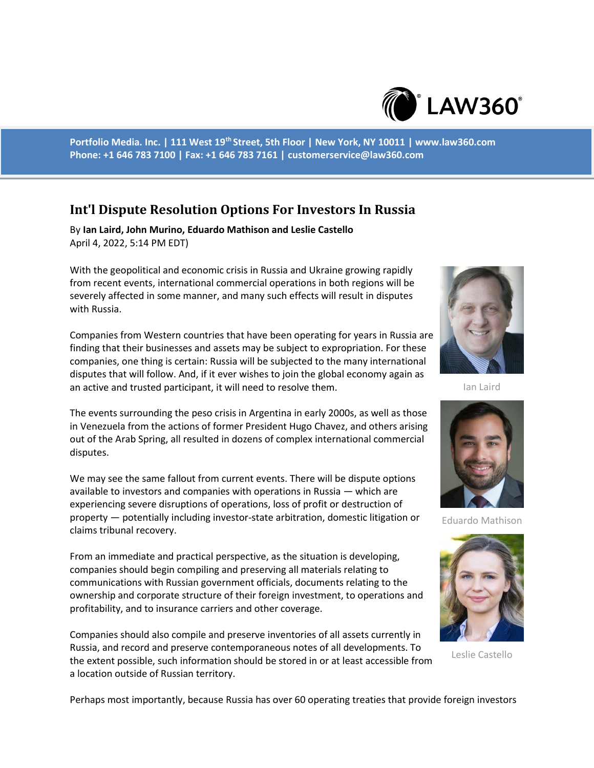Portfolio Media. Inc. | 111 West 19th Street, 5th Floor | New York, NY 10011 | www.law360.com
Phone: +1 646 783 7100 | Fax: +1 646 783 7161 | customerservice@law360.com

# Int'l Dispute Resolution Options For Investors In Russia

By **Ian Laird, John Murino, Eduardo Mathison and Leslie Castello**
April 4, 2022, 5:14 PM EDT)

With the geopolitical and economic crisis in Russia and Ukraine growing rapidly from recent events, international commercial operations in both regions will be severely affected in some manner, and many such effects will result in disputes with Russia.

Companies from Western countries that have been operating for years in Russia are finding that their businesses and assets may be subject to expropriation. For these companies, one thing is certain: Russia will be subjected to the many international disputes that will follow. And, if it ever wishes to join the global economy again as an active and trusted participant, it will need to resolve them.

Ian Laird

The events surrounding the peso crisis in Argentina in early 2000s, as well as those in Venezuela from the actions of former President Hugo Chavez, and others arising out of the Arab Spring, all resulted in dozens of complex international commercial disputes.

We may see the same fallout from current events. There will be dispute options available to investors and companies with operations in Russia — which are experiencing severe disruptions of operations, loss of profit or destruction of property — potentially including investor-state arbitration, domestic litigation or claims tribunal recovery.

Eduardo Mathison

From an immediate and practical perspective, as the situation is developing, companies should begin compiling and preserving all materials relating to communications with Russian government officials, documents relating to the ownership and corporate structure of their foreign investment, to operations and profitability, and to insurance carriers and other coverage.

Companies should also compile and preserve inventories of all assets currently in Russia, and record and preserve contemporaneous notes of all developments. To the extent possible, such information should be stored in or at least accessible from a location outside of Russian territory.

Leslie Castello

Perhaps most importantly, because Russia has over 60 operating treaties that provide foreign investors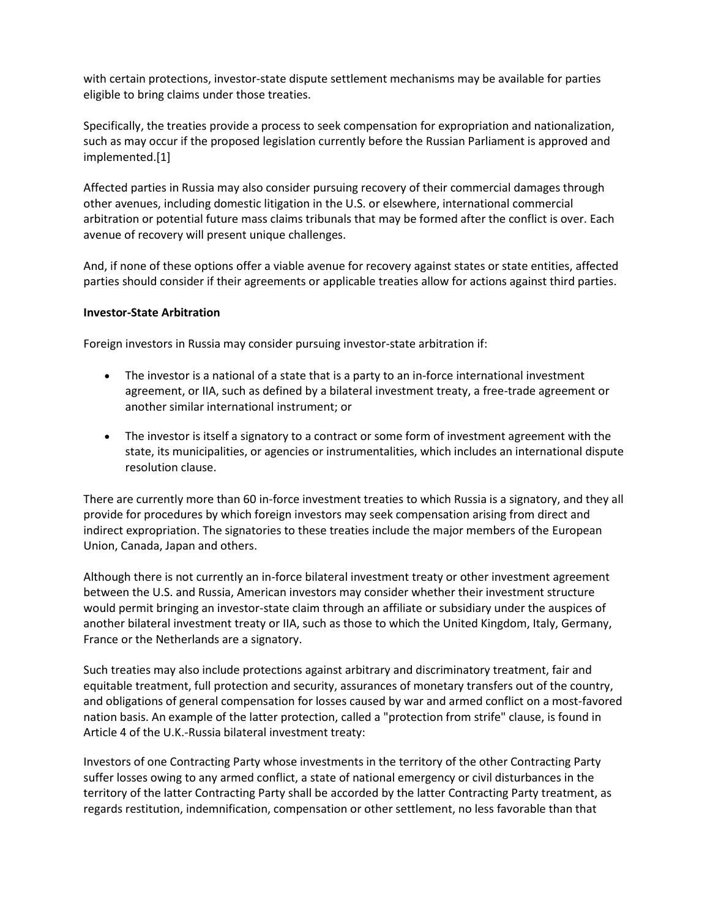with certain protections, investor-state dispute settlement mechanisms may be available for parties eligible to bring claims under those treaties.

Specifically, the treaties provide a process to seek compensation for expropriation and nationalization, such as may occur if the proposed legislation currently before the Russian Parliament is approved and implemented.[1]

Affected parties in Russia may also consider pursuing recovery of their commercial damages through other avenues, including domestic litigation in the U.S. or elsewhere, international commercial arbitration or potential future mass claims tribunals that may be formed after the conflict is over. Each avenue of recovery will present unique challenges.

And, if none of these options offer a viable avenue for recovery against states or state entities, affected parties should consider if their agreements or applicable treaties allow for actions against third parties.

**Investor-State Arbitration**

Foreign investors in Russia may consider pursuing investor-state arbitration if:

- The investor is a national of a state that is a party to an in-force international investment agreement, or IIA, such as defined by a bilateral investment treaty, a free-trade agreement or another similar international instrument; or
- The investor is itself a signatory to a contract or some form of investment agreement with the state, its municipalities, or agencies or instrumentalities, which includes an international dispute resolution clause.

There are currently more than 60 in-force investment treaties to which Russia is a signatory, and they all provide for procedures by which foreign investors may seek compensation arising from direct and indirect expropriation. The signatories to these treaties include the major members of the European Union, Canada, Japan and others.

Although there is not currently an in-force bilateral investment treaty or other investment agreement between the U.S. and Russia, American investors may consider whether their investment structure would permit bringing an investor-state claim through an affiliate or subsidiary under the auspices of another bilateral investment treaty or IIA, such as those to which the United Kingdom, Italy, Germany, France or the Netherlands are a signatory.

Such treaties may also include protections against arbitrary and discriminatory treatment, fair and equitable treatment, full protection and security, assurances of monetary transfers out of the country, and obligations of general compensation for losses caused by war and armed conflict on a most-favored nation basis. An example of the latter protection, called a "protection from strife" clause, is found in Article 4 of the U.K.-Russia bilateral investment treaty:

Investors of one Contracting Party whose investments in the territory of the other Contracting Party suffer losses owing to any armed conflict, a state of national emergency or civil disturbances in the territory of the latter Contracting Party shall be accorded by the latter Contracting Party treatment, as regards restitution, indemnification, compensation or other settlement, no less favorable than that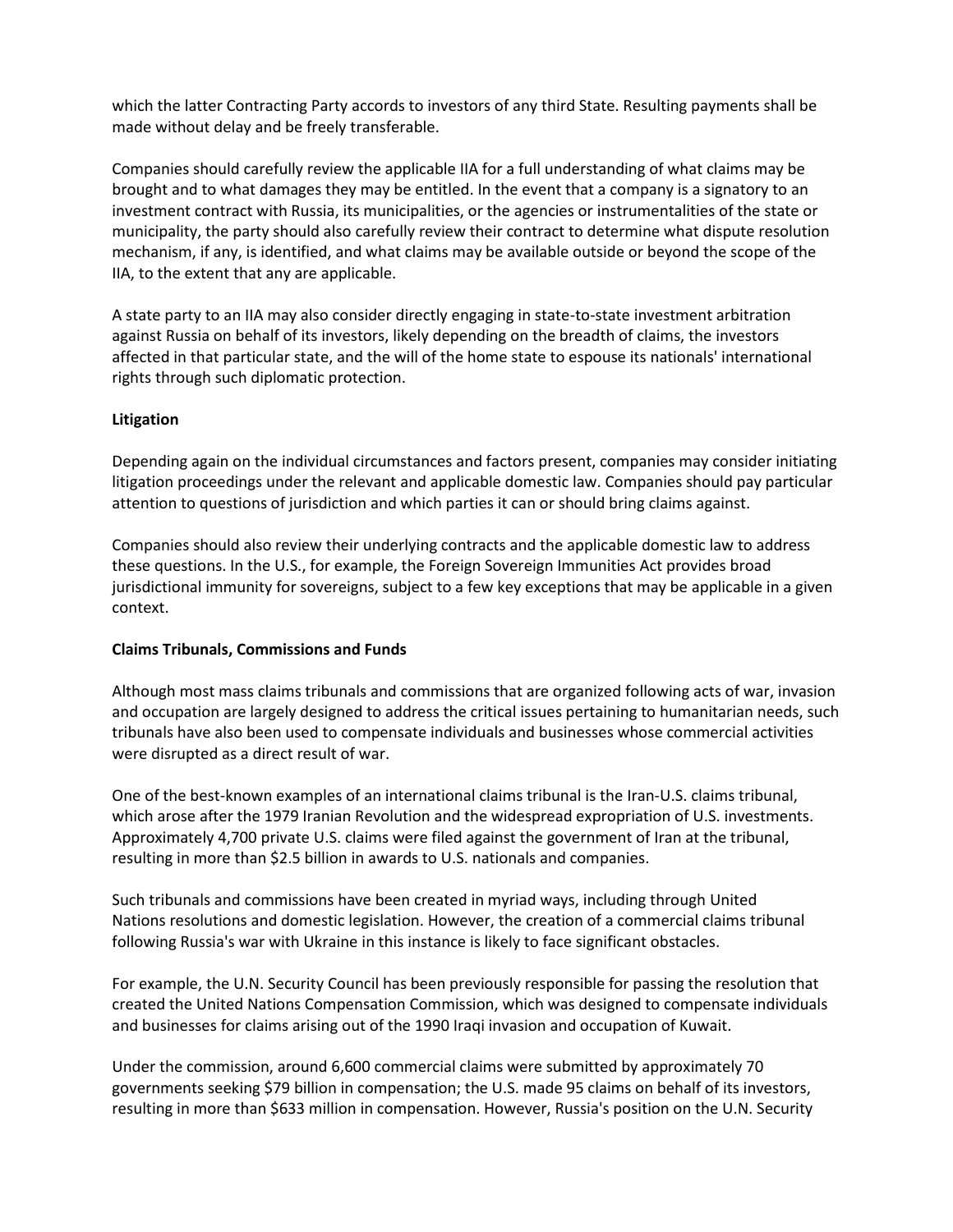which the latter Contracting Party accords to investors of any third State. Resulting payments shall be made without delay and be freely transferable.

Companies should carefully review the applicable IIA for a full understanding of what claims may be brought and to what damages they may be entitled. In the event that a company is a signatory to an investment contract with Russia, its municipalities, or the agencies or instrumentalities of the state or municipality, the party should also carefully review their contract to determine what dispute resolution mechanism, if any, is identified, and what claims may be available outside or beyond the scope of the IIA, to the extent that any are applicable.

A state party to an IIA may also consider directly engaging in state-to-state investment arbitration against Russia on behalf of its investors, likely depending on the breadth of claims, the investors affected in that particular state, and the will of the home state to espouse its nationals' international rights through such diplomatic protection.

**Litigation**

Depending again on the individual circumstances and factors present, companies may consider initiating litigation proceedings under the relevant and applicable domestic law. Companies should pay particular attention to questions of jurisdiction and which parties it can or should bring claims against.

Companies should also review their underlying contracts and the applicable domestic law to address these questions. In the U.S., for example, the Foreign Sovereign Immunities Act provides broad jurisdictional immunity for sovereigns, subject to a few key exceptions that may be applicable in a given context.

**Claims Tribunals, Commissions and Funds**

Although most mass claims tribunals and commissions that are organized following acts of war, invasion and occupation are largely designed to address the critical issues pertaining to humanitarian needs, such tribunals have also been used to compensate individuals and businesses whose commercial activities were disrupted as a direct result of war.

One of the best-known examples of an international claims tribunal is the Iran-U.S. claims tribunal, which arose after the 1979 Iranian Revolution and the widespread expropriation of U.S. investments. Approximately 4,700 private U.S. claims were filed against the government of Iran at the tribunal, resulting in more than $2.5 billion in awards to U.S. nationals and companies.

Such tribunals and commissions have been created in myriad ways, including through United Nations resolutions and domestic legislation. However, the creation of a commercial claims tribunal following Russia's war with Ukraine in this instance is likely to face significant obstacles.

For example, the U.N. Security Council has been previously responsible for passing the resolution that created the United Nations Compensation Commission, which was designed to compensate individuals and businesses for claims arising out of the 1990 Iraqi invasion and occupation of Kuwait.

Under the commission, around 6,600 commercial claims were submitted by approximately 70 governments seeking $79 billion in compensation; the U.S. made 95 claims on behalf of its investors, resulting in more than $633 million in compensation. However, Russia's position on the U.N. Security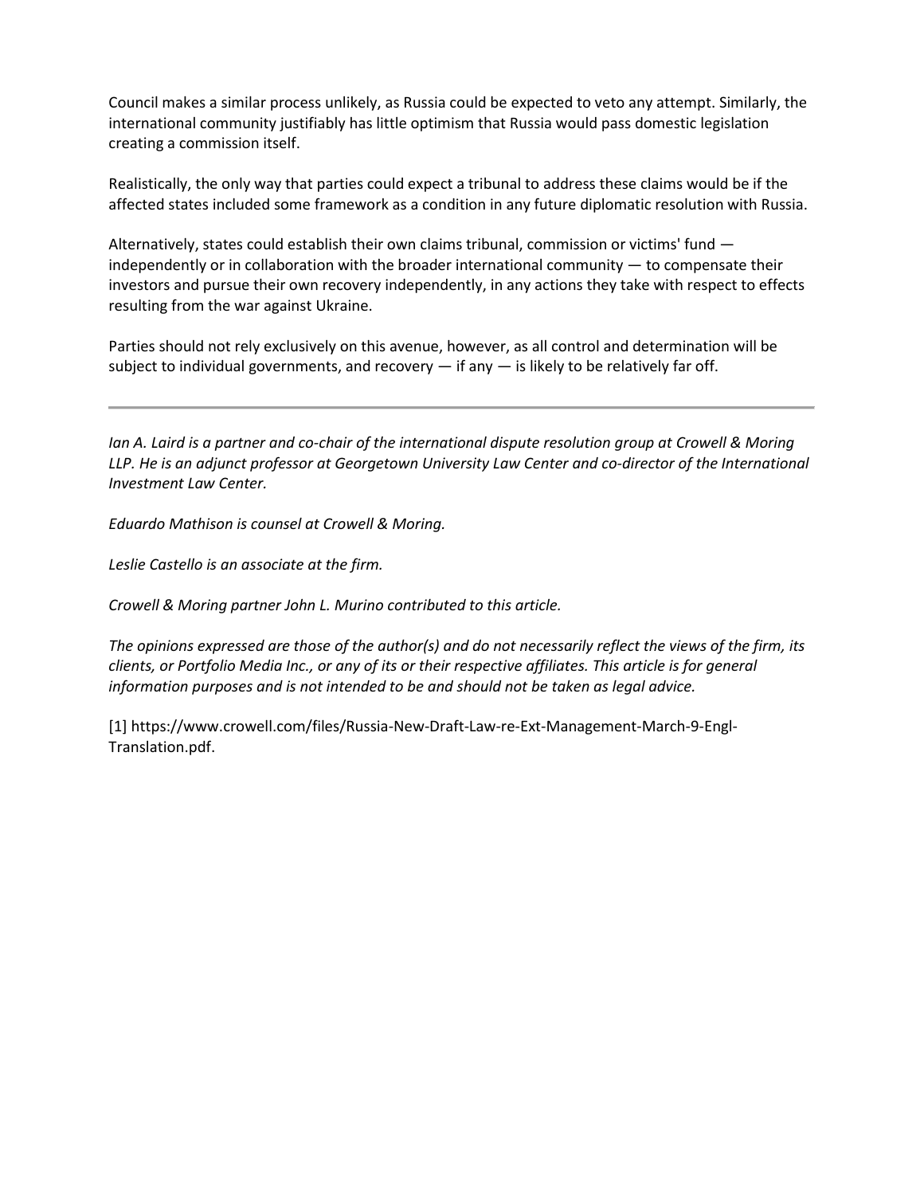Council makes a similar process unlikely, as Russia could be expected to veto any attempt. Similarly, the international community justifiably has little optimism that Russia would pass domestic legislation creating a commission itself.

Realistically, the only way that parties could expect a tribunal to address these claims would be if the affected states included some framework as a condition in any future diplomatic resolution with Russia.

Alternatively, states could establish their own claims tribunal, commission or victims' fund — independently or in collaboration with the broader international community — to compensate their investors and pursue their own recovery independently, in any actions they take with respect to effects resulting from the war against Ukraine.

Parties should not rely exclusively on this avenue, however, as all control and determination will be subject to individual governments, and recovery — if any — is likely to be relatively far off.

---

*Ian A. Laird is a partner and co-chair of the international dispute resolution group at Crowell & Moring LLP. He is an adjunct professor at Georgetown University Law Center and co-director of the International Investment Law Center.*

*Eduardo Mathison is counsel at Crowell & Moring.*

*Leslie Castello is an associate at the firm.*

*Crowell & Moring partner John L. Murino contributed to this article.*

*The opinions expressed are those of the author(s) and do not necessarily reflect the views of the firm, its clients, or Portfolio Media Inc., or any of its or their respective affiliates. This article is for general information purposes and is not intended to be and should not be taken as legal advice.*

[1] https://www.crowell.com/files/Russia-New-Draft-Law-re-Ext-Management-March-9-Engl-Translation.pdf.